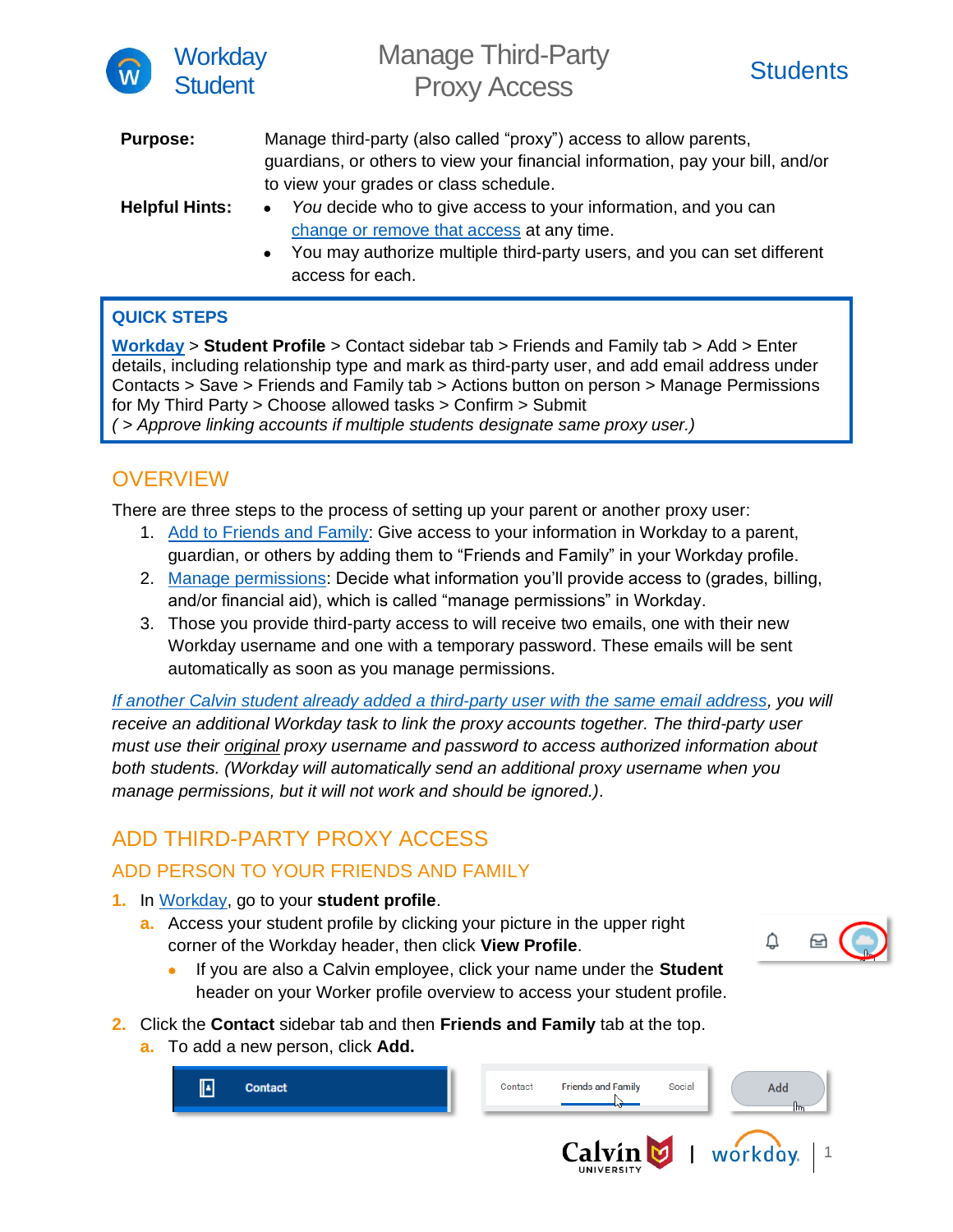# Manage Third-Party Proxy Access

Workday Student — Students

**Purpose:** Manage third-party (also called "proxy") access to allow parents, guardians, or others to view your financial information, pay your bill, and/or to view your grades or class schedule.

**Helpful Hints:**

- *You* decide who to give access to your information, and you can change or remove that access at any time.
- You may authorize multiple third-party users, and you can set different access for each.

**QUICK STEPS**

Workday > **Student Profile** > Contact sidebar tab > Friends and Family tab > Add > Enter details, including relationship type and mark as third-party user, and add email address under Contacts > Save > Friends and Family tab > Actions button on person > Manage Permissions for My Third Party > Choose allowed tasks > Confirm > Submit
*( > Approve linking accounts if multiple students designate same proxy user.)*

## OVERVIEW

There are three steps to the process of setting up your parent or another proxy user:

1. Add to Friends and Family: Give access to your information in Workday to a parent, guardian, or others by adding them to "Friends and Family" in your Workday profile.
2. Manage permissions: Decide what information you'll provide access to (grades, billing, and/or financial aid), which is called "manage permissions" in Workday.
3. Those you provide third-party access to will receive two emails, one with their new Workday username and one with a temporary password. These emails will be sent automatically as soon as you manage permissions.

*If another Calvin student already added a third-party user with the same email address, you will receive an additional Workday task to link the proxy accounts together. The third-party user must use their original proxy username and password to access authorized information about both students. (Workday will automatically send an additional proxy username when you manage permissions, but it will not work and should be ignored.).*

## ADD THIRD-PARTY PROXY ACCESS

### ADD PERSON TO YOUR FRIENDS AND FAMILY

1. In Workday, go to your **student profile**.
   a. Access your student profile by clicking your picture in the upper right corner of the Workday header, then click **View Profile**.
      - If you are also a Calvin employee, click your name under the **Student** header on your Worker profile overview to access your student profile.
2. Click the **Contact** sidebar tab and then **Friends and Family** tab at the top.
   a. To add a new person, click **Add.**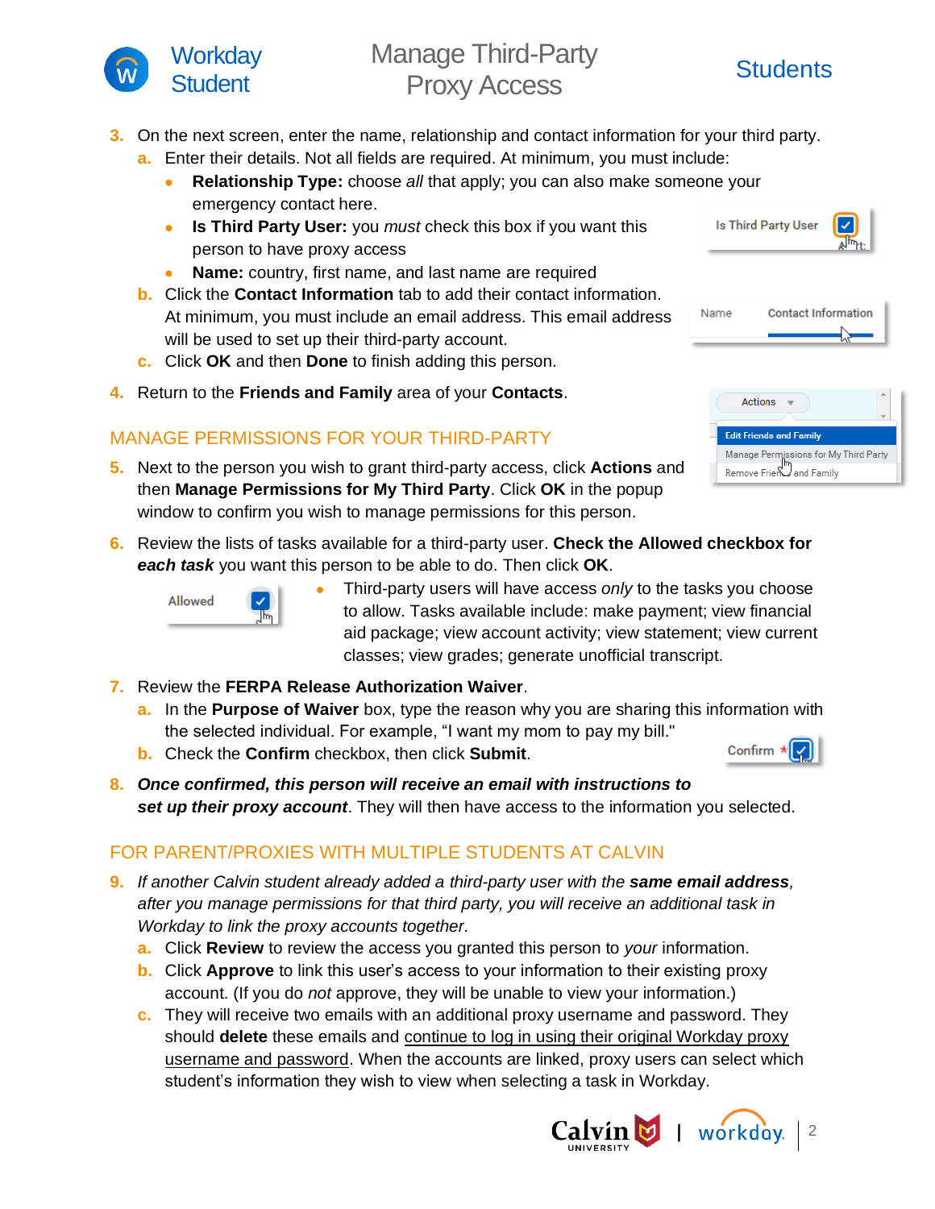3. On the next screen, enter the name, relationship and contact information for your third party.
   a. Enter their details. Not all fields are required. At minimum, you must include:
      - **Relationship Type:** choose *all* that apply; you can also make someone your emergency contact here.
      - **Is Third Party User:** you *must* check this box if you want this person to have proxy access
      - **Name:** country, first name, and last name are required
   b. Click the **Contact Information** tab to add their contact information. At minimum, you must include an email address. This email address will be used to set up their third-party account.
   c. Click **OK** and then **Done** to finish adding this person.
4. Return to the **Friends and Family** area of your **Contacts**.

## MANAGE PERMISSIONS FOR YOUR THIRD-PARTY

5. Next to the person you wish to grant third-party access, click **Actions** and then **Manage Permissions for My Third Party**. Click **OK** in the popup window to confirm you wish to manage permissions for this person.
6. Review the lists of tasks available for a third-party user. **Check the Allowed checkbox for *each task*** you want this person to be able to do. Then click **OK**.
   - Third-party users will have access *only* to the tasks you choose to allow. Tasks available include: make payment; view financial aid package; view account activity; view statement; view current classes; view grades; generate unofficial transcript.
7. Review the **FERPA Release Authorization Waiver**.
   a. In the **Purpose of Waiver** box, type the reason why you are sharing this information with the selected individual. For example, "I want my mom to pay my bill."
   b. Check the **Confirm** checkbox, then click **Submit**.
8. ***Once confirmed, this person will receive an email with instructions to set up their proxy account***. They will then have access to the information you selected.

## FOR PARENT/PROXIES WITH MULTIPLE STUDENTS AT CALVIN

9. *If another Calvin student already added a third-party user with the **same email address**, after you manage permissions for that third party, you will receive an additional task in Workday to link the proxy accounts together.*
   a. Click **Review** to review the access you granted this person to *your* information.
   b. Click **Approve** to link this user's access to your information to their existing proxy account. (If you do *not* approve, they will be unable to view your information.)
   c. They will receive two emails with an additional proxy username and password. They should **delete** these emails and continue to log in using their original Workday proxy username and password. When the accounts are linked, proxy users can select which student's information they wish to view when selecting a task in Workday.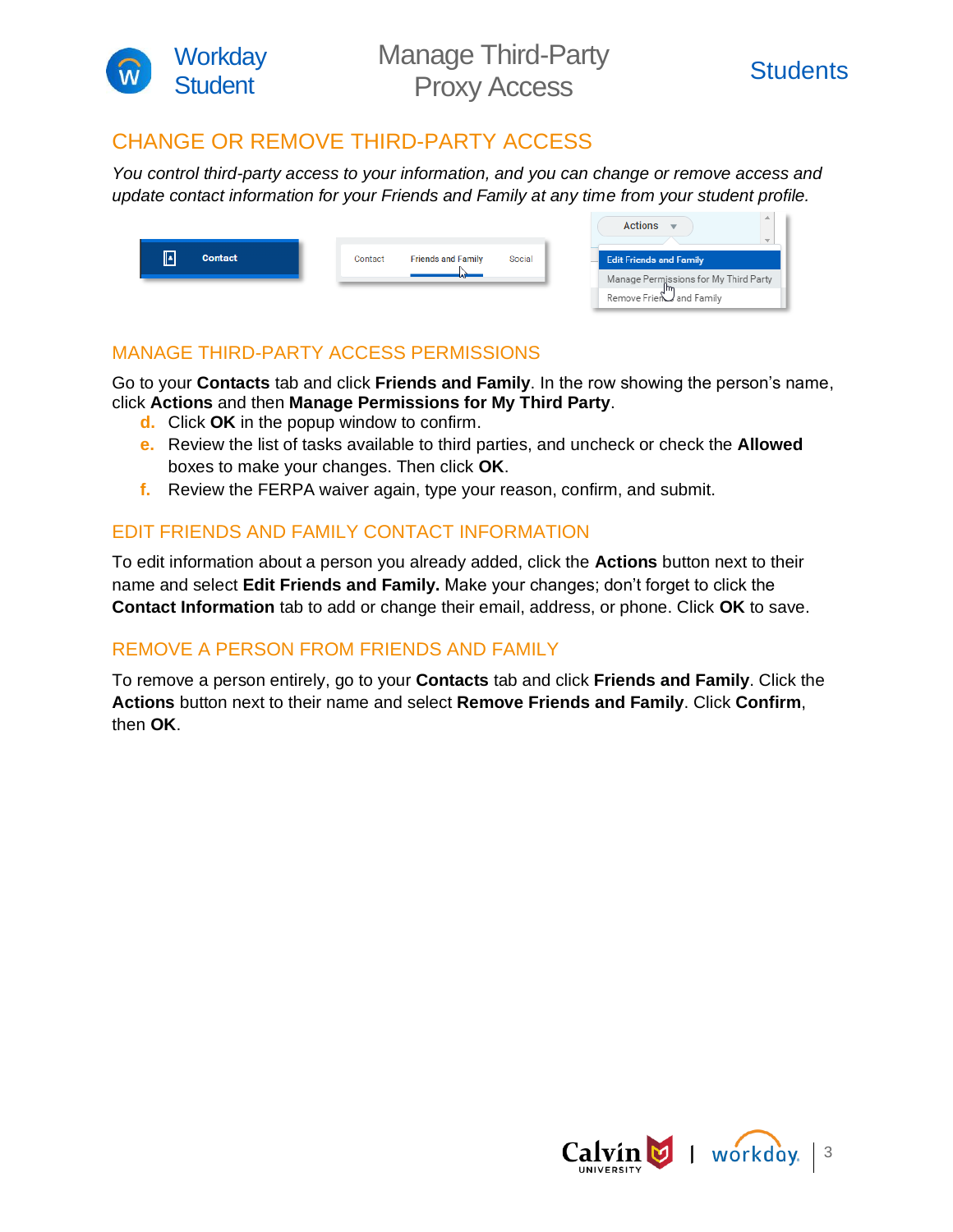## CHANGE OR REMOVE THIRD-PARTY ACCESS

*You control third-party access to your information, and you can change or remove access and update contact information for your Friends and Family at any time from your student profile.*

### MANAGE THIRD-PARTY ACCESS PERMISSIONS

Go to your **Contacts** tab and click **Friends and Family**. In the row showing the person's name, click **Actions** and then **Manage Permissions for My Third Party**.

d. Click **OK** in the popup window to confirm.
e. Review the list of tasks available to third parties, and uncheck or check the **Allowed** boxes to make your changes. Then click **OK**.
f. Review the FERPA waiver again, type your reason, confirm, and submit.

### EDIT FRIENDS AND FAMILY CONTACT INFORMATION

To edit information about a person you already added, click the **Actions** button next to their name and select **Edit Friends and Family.** Make your changes; don't forget to click the **Contact Information** tab to add or change their email, address, or phone. Click **OK** to save.

### REMOVE A PERSON FROM FRIENDS AND FAMILY

To remove a person entirely, go to your **Contacts** tab and click **Friends and Family**. Click the **Actions** button next to their name and select **Remove Friends and Family**. Click **Confirm**, then **OK**.